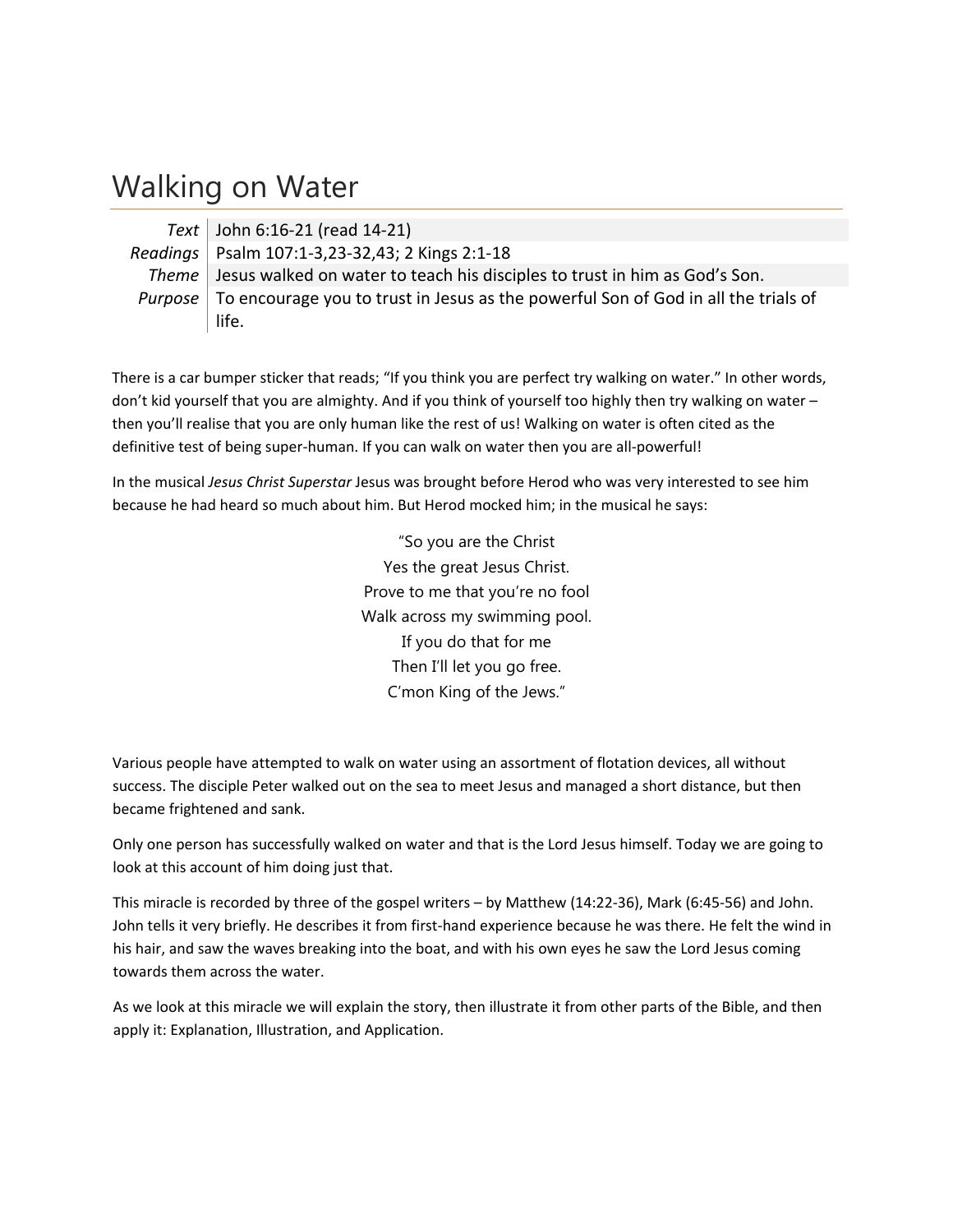# Walking on Water

| | |
|---|---|
| *Text* | John 6:16-21 (read 14-21) |
| *Readings* | Psalm 107:1-3,23-32,43; 2 Kings 2:1-18 |
| *Theme* | Jesus walked on water to teach his disciples to trust in him as God's Son. |
| *Purpose* | To encourage you to trust in Jesus as the powerful Son of God in all the trials of life. |

There is a car bumper sticker that reads; "If you think you are perfect try walking on water." In other words, don't kid yourself that you are almighty. And if you think of yourself too highly then try walking on water – then you'll realise that you are only human like the rest of us! Walking on water is often cited as the definitive test of being super-human. If you can walk on water then you are all-powerful!

In the musical *Jesus Christ Superstar* Jesus was brought before Herod who was very interested to see him because he had heard so much about him. But Herod mocked him; in the musical he says:

"So you are the Christ
Yes the great Jesus Christ.
Prove to me that you're no fool
Walk across my swimming pool.
If you do that for me
Then I'll let you go free.
C'mon King of the Jews."

Various people have attempted to walk on water using an assortment of flotation devices, all without success. The disciple Peter walked out on the sea to meet Jesus and managed a short distance, but then became frightened and sank.

Only one person has successfully walked on water and that is the Lord Jesus himself. Today we are going to look at this account of him doing just that.

This miracle is recorded by three of the gospel writers – by Matthew (14:22-36), Mark (6:45-56) and John. John tells it very briefly. He describes it from first-hand experience because he was there. He felt the wind in his hair, and saw the waves breaking into the boat, and with his own eyes he saw the Lord Jesus coming towards them across the water.

As we look at this miracle we will explain the story, then illustrate it from other parts of the Bible, and then apply it: Explanation, Illustration, and Application.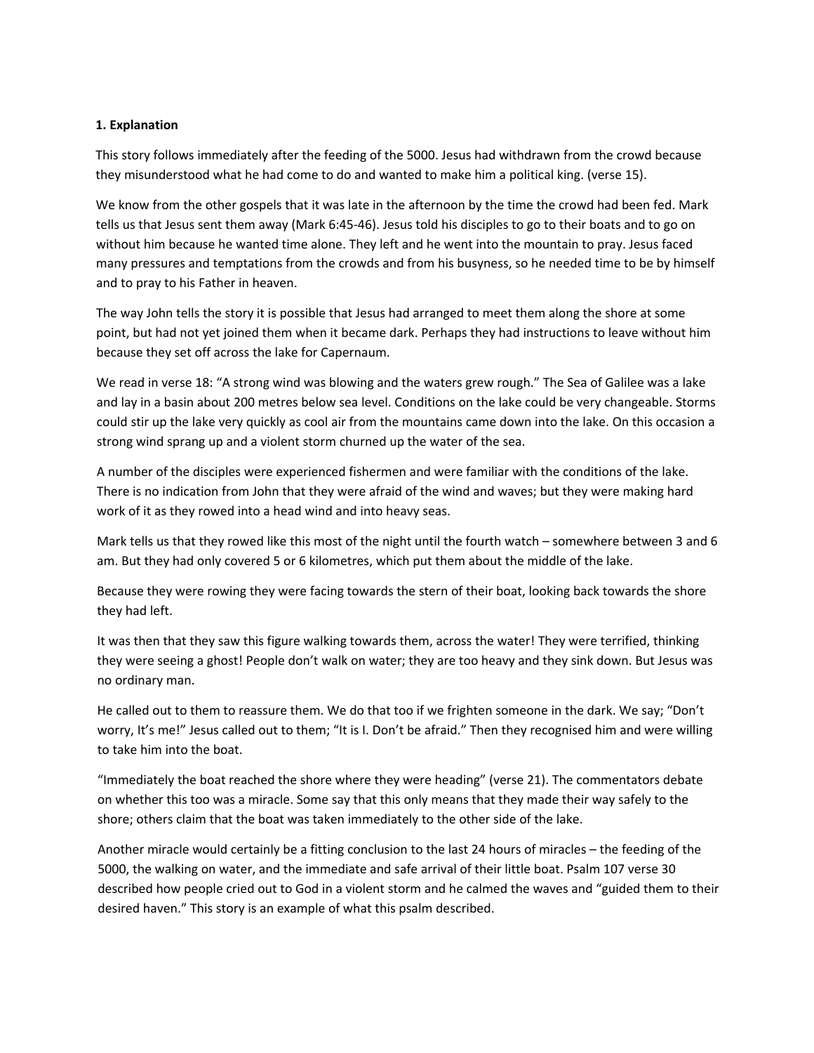**1. Explanation**

This story follows immediately after the feeding of the 5000. Jesus had withdrawn from the crowd because they misunderstood what he had come to do and wanted to make him a political king. (verse 15).

We know from the other gospels that it was late in the afternoon by the time the crowd had been fed. Mark tells us that Jesus sent them away (Mark 6:45-46). Jesus told his disciples to go to their boats and to go on without him because he wanted time alone. They left and he went into the mountain to pray. Jesus faced many pressures and temptations from the crowds and from his busyness, so he needed time to be by himself and to pray to his Father in heaven.

The way John tells the story it is possible that Jesus had arranged to meet them along the shore at some point, but had not yet joined them when it became dark. Perhaps they had instructions to leave without him because they set off across the lake for Capernaum.

We read in verse 18: "A strong wind was blowing and the waters grew rough." The Sea of Galilee was a lake and lay in a basin about 200 metres below sea level. Conditions on the lake could be very changeable. Storms could stir up the lake very quickly as cool air from the mountains came down into the lake. On this occasion a strong wind sprang up and a violent storm churned up the water of the sea.

A number of the disciples were experienced fishermen and were familiar with the conditions of the lake. There is no indication from John that they were afraid of the wind and waves; but they were making hard work of it as they rowed into a head wind and into heavy seas.

Mark tells us that they rowed like this most of the night until the fourth watch – somewhere between 3 and 6 am. But they had only covered 5 or 6 kilometres, which put them about the middle of the lake.

Because they were rowing they were facing towards the stern of their boat, looking back towards the shore they had left.

It was then that they saw this figure walking towards them, across the water! They were terrified, thinking they were seeing a ghost! People don't walk on water; they are too heavy and they sink down. But Jesus was no ordinary man.

He called out to them to reassure them. We do that too if we frighten someone in the dark. We say; "Don't worry, It's me!" Jesus called out to them; "It is I. Don't be afraid." Then they recognised him and were willing to take him into the boat.

"Immediately the boat reached the shore where they were heading" (verse 21). The commentators debate on whether this too was a miracle. Some say that this only means that they made their way safely to the shore; others claim that the boat was taken immediately to the other side of the lake.

Another miracle would certainly be a fitting conclusion to the last 24 hours of miracles – the feeding of the 5000, the walking on water, and the immediate and safe arrival of their little boat. Psalm 107 verse 30 described how people cried out to God in a violent storm and he calmed the waves and "guided them to their desired haven." This story is an example of what this psalm described.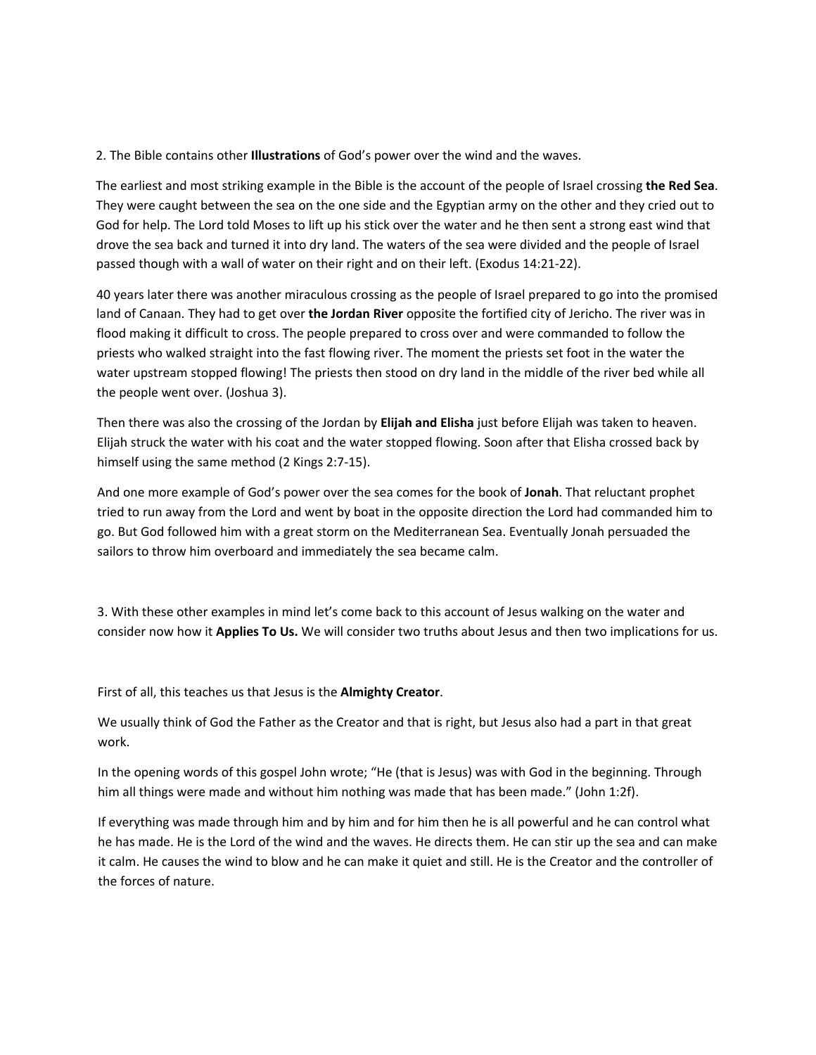2. The Bible contains other **Illustrations** of God's power over the wind and the waves.

The earliest and most striking example in the Bible is the account of the people of Israel crossing **the Red Sea**. They were caught between the sea on the one side and the Egyptian army on the other and they cried out to God for help. The Lord told Moses to lift up his stick over the water and he then sent a strong east wind that drove the sea back and turned it into dry land. The waters of the sea were divided and the people of Israel passed though with a wall of water on their right and on their left. (Exodus 14:21-22).

40 years later there was another miraculous crossing as the people of Israel prepared to go into the promised land of Canaan. They had to get over **the Jordan River** opposite the fortified city of Jericho. The river was in flood making it difficult to cross. The people prepared to cross over and were commanded to follow the priests who walked straight into the fast flowing river. The moment the priests set foot in the water the water upstream stopped flowing! The priests then stood on dry land in the middle of the river bed while all the people went over. (Joshua 3).

Then there was also the crossing of the Jordan by **Elijah and Elisha** just before Elijah was taken to heaven. Elijah struck the water with his coat and the water stopped flowing. Soon after that Elisha crossed back by himself using the same method (2 Kings 2:7-15).

And one more example of God's power over the sea comes for the book of **Jonah**. That reluctant prophet tried to run away from the Lord and went by boat in the opposite direction the Lord had commanded him to go. But God followed him with a great storm on the Mediterranean Sea. Eventually Jonah persuaded the sailors to throw him overboard and immediately the sea became calm.

3. With these other examples in mind let's come back to this account of Jesus walking on the water and consider now how it **Applies To Us.** We will consider two truths about Jesus and then two implications for us.

First of all, this teaches us that Jesus is the **Almighty Creator**.

We usually think of God the Father as the Creator and that is right, but Jesus also had a part in that great work.

In the opening words of this gospel John wrote; "He (that is Jesus) was with God in the beginning. Through him all things were made and without him nothing was made that has been made." (John 1:2f).

If everything was made through him and by him and for him then he is all powerful and he can control what he has made. He is the Lord of the wind and the waves. He directs them. He can stir up the sea and can make it calm. He causes the wind to blow and he can make it quiet and still. He is the Creator and the controller of the forces of nature.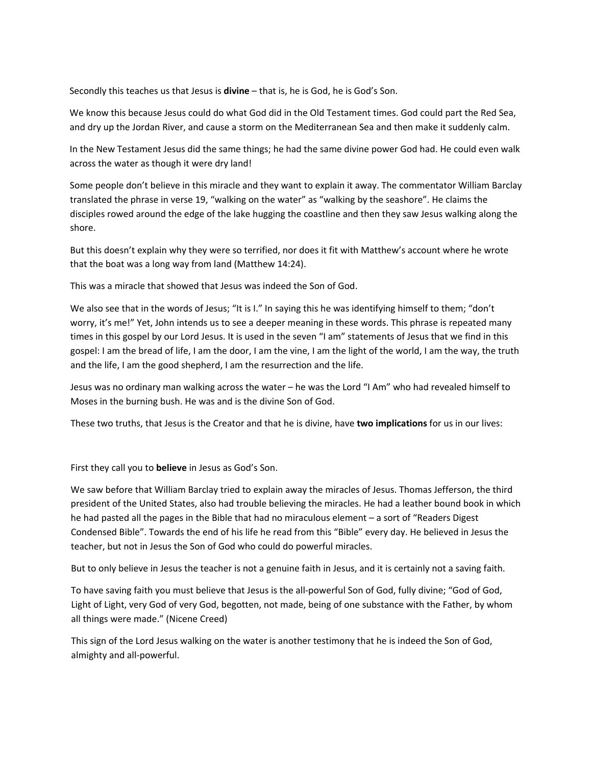Secondly this teaches us that Jesus is **divine** – that is, he is God, he is God's Son.

We know this because Jesus could do what God did in the Old Testament times. God could part the Red Sea, and dry up the Jordan River, and cause a storm on the Mediterranean Sea and then make it suddenly calm.

In the New Testament Jesus did the same things; he had the same divine power God had. He could even walk across the water as though it were dry land!

Some people don't believe in this miracle and they want to explain it away. The commentator William Barclay translated the phrase in verse 19, "walking on the water" as "walking by the seashore". He claims the disciples rowed around the edge of the lake hugging the coastline and then they saw Jesus walking along the shore.

But this doesn't explain why they were so terrified, nor does it fit with Matthew's account where he wrote that the boat was a long way from land (Matthew 14:24).

This was a miracle that showed that Jesus was indeed the Son of God.

We also see that in the words of Jesus; "It is I." In saying this he was identifying himself to them; "don't worry, it's me!" Yet, John intends us to see a deeper meaning in these words. This phrase is repeated many times in this gospel by our Lord Jesus. It is used in the seven "I am" statements of Jesus that we find in this gospel: I am the bread of life, I am the door, I am the vine, I am the light of the world, I am the way, the truth and the life, I am the good shepherd, I am the resurrection and the life.

Jesus was no ordinary man walking across the water – he was the Lord "I Am" who had revealed himself to Moses in the burning bush. He was and is the divine Son of God.

These two truths, that Jesus is the Creator and that he is divine, have **two implications** for us in our lives:

First they call you to **believe** in Jesus as God's Son.

We saw before that William Barclay tried to explain away the miracles of Jesus. Thomas Jefferson, the third president of the United States, also had trouble believing the miracles. He had a leather bound book in which he had pasted all the pages in the Bible that had no miraculous element – a sort of "Readers Digest Condensed Bible". Towards the end of his life he read from this "Bible" every day. He believed in Jesus the teacher, but not in Jesus the Son of God who could do powerful miracles.

But to only believe in Jesus the teacher is not a genuine faith in Jesus, and it is certainly not a saving faith.

To have saving faith you must believe that Jesus is the all-powerful Son of God, fully divine; "God of God, Light of Light, very God of very God, begotten, not made, being of one substance with the Father, by whom all things were made." (Nicene Creed)

This sign of the Lord Jesus walking on the water is another testimony that he is indeed the Son of God, almighty and all-powerful.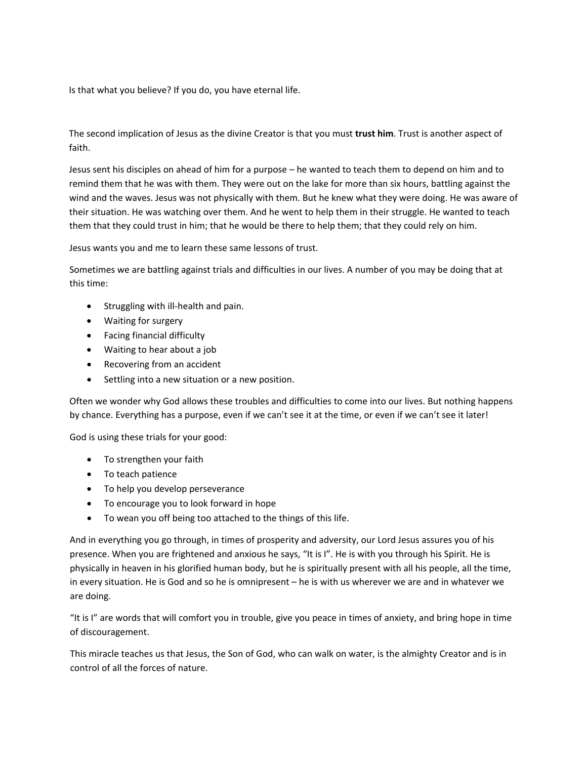Is that what you believe? If you do, you have eternal life.

The second implication of Jesus as the divine Creator is that you must **trust him**. Trust is another aspect of faith.

Jesus sent his disciples on ahead of him for a purpose – he wanted to teach them to depend on him and to remind them that he was with them. They were out on the lake for more than six hours, battling against the wind and the waves. Jesus was not physically with them. But he knew what they were doing. He was aware of their situation. He was watching over them. And he went to help them in their struggle. He wanted to teach them that they could trust in him; that he would be there to help them; that they could rely on him.

Jesus wants you and me to learn these same lessons of trust.

Sometimes we are battling against trials and difficulties in our lives. A number of you may be doing that at this time:

- Struggling with ill-health and pain.
- Waiting for surgery
- Facing financial difficulty
- Waiting to hear about a job
- Recovering from an accident
- Settling into a new situation or a new position.

Often we wonder why God allows these troubles and difficulties to come into our lives. But nothing happens by chance. Everything has a purpose, even if we can't see it at the time, or even if we can't see it later!

God is using these trials for your good:

- To strengthen your faith
- To teach patience
- To help you develop perseverance
- To encourage you to look forward in hope
- To wean you off being too attached to the things of this life.

And in everything you go through, in times of prosperity and adversity, our Lord Jesus assures you of his presence. When you are frightened and anxious he says, "It is I". He is with you through his Spirit. He is physically in heaven in his glorified human body, but he is spiritually present with all his people, all the time, in every situation. He is God and so he is omnipresent – he is with us wherever we are and in whatever we are doing.

"It is I" are words that will comfort you in trouble, give you peace in times of anxiety, and bring hope in time of discouragement.

This miracle teaches us that Jesus, the Son of God, who can walk on water, is the almighty Creator and is in control of all the forces of nature.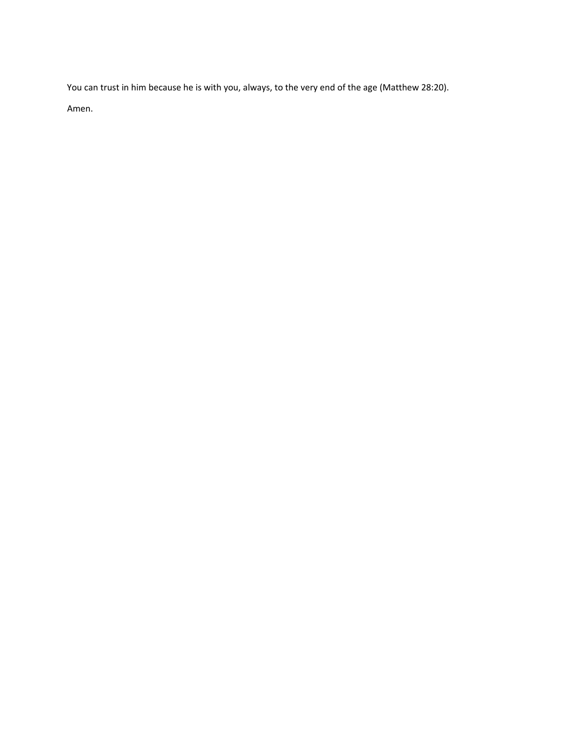You can trust in him because he is with you, always, to the very end of the age (Matthew 28:20).

Amen.